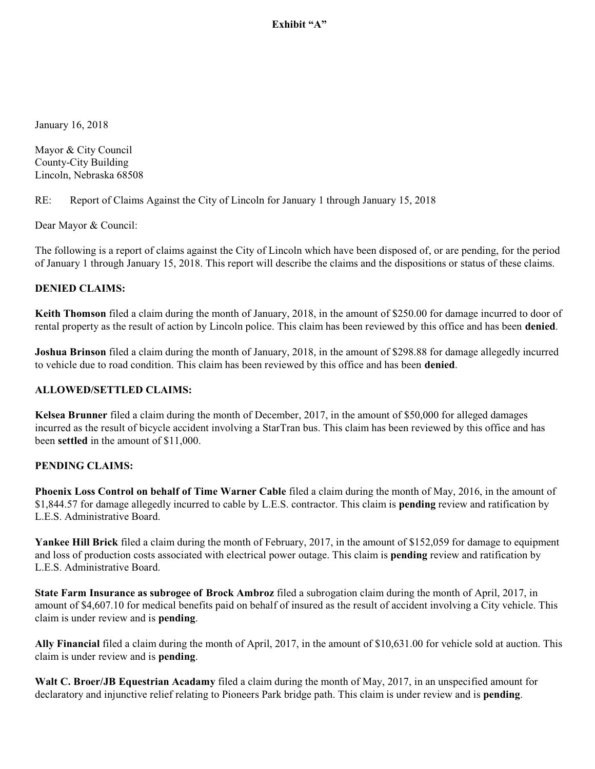**Exhibit "A"**

January 16, 2018

Mayor & City Council
County-City Building
Lincoln, Nebraska 68508

RE: Report of Claims Against the City of Lincoln for January 1 through January 15, 2018

Dear Mayor & Council:

The following is a report of claims against the City of Lincoln which have been disposed of, or are pending, for the period of January 1 through January 15, 2018. This report will describe the claims and the dispositions or status of these claims.

**DENIED CLAIMS:**

**Keith Thomson** filed a claim during the month of January, 2018, in the amount of $250.00 for damage incurred to door of rental property as the result of action by Lincoln police. This claim has been reviewed by this office and has been **denied**.

**Joshua Brinson** filed a claim during the month of January, 2018, in the amount of $298.88 for damage allegedly incurred to vehicle due to road condition. This claim has been reviewed by this office and has been **denied**.

**ALLOWED/SETTLED CLAIMS:**

**Kelsea Brunner** filed a claim during the month of December, 2017, in the amount of $50,000 for alleged damages incurred as the result of bicycle accident involving a StarTran bus. This claim has been reviewed by this office and has been **settled** in the amount of $11,000.

**PENDING CLAIMS:**

**Phoenix Loss Control on behalf of Time Warner Cable** filed a claim during the month of May, 2016, in the amount of $1,844.57 for damage allegedly incurred to cable by L.E.S. contractor. This claim is **pending** review and ratification by L.E.S. Administrative Board.

**Yankee Hill Brick** filed a claim during the month of February, 2017, in the amount of $152,059 for damage to equipment and loss of production costs associated with electrical power outage. This claim is **pending** review and ratification by L.E.S. Administrative Board.

**State Farm Insurance as subrogee of Brock Ambroz** filed a subrogation claim during the month of April, 2017, in amount of $4,607.10 for medical benefits paid on behalf of insured as the result of accident involving a City vehicle. This claim is under review and is **pending**.

**Ally Financial** filed a claim during the month of April, 2017, in the amount of $10,631.00 for vehicle sold at auction. This claim is under review and is **pending**.

**Walt C. Broer/JB Equestrian Acadamy** filed a claim during the month of May, 2017, in an unspecified amount for declaratory and injunctive relief relating to Pioneers Park bridge path. This claim is under review and is **pending**.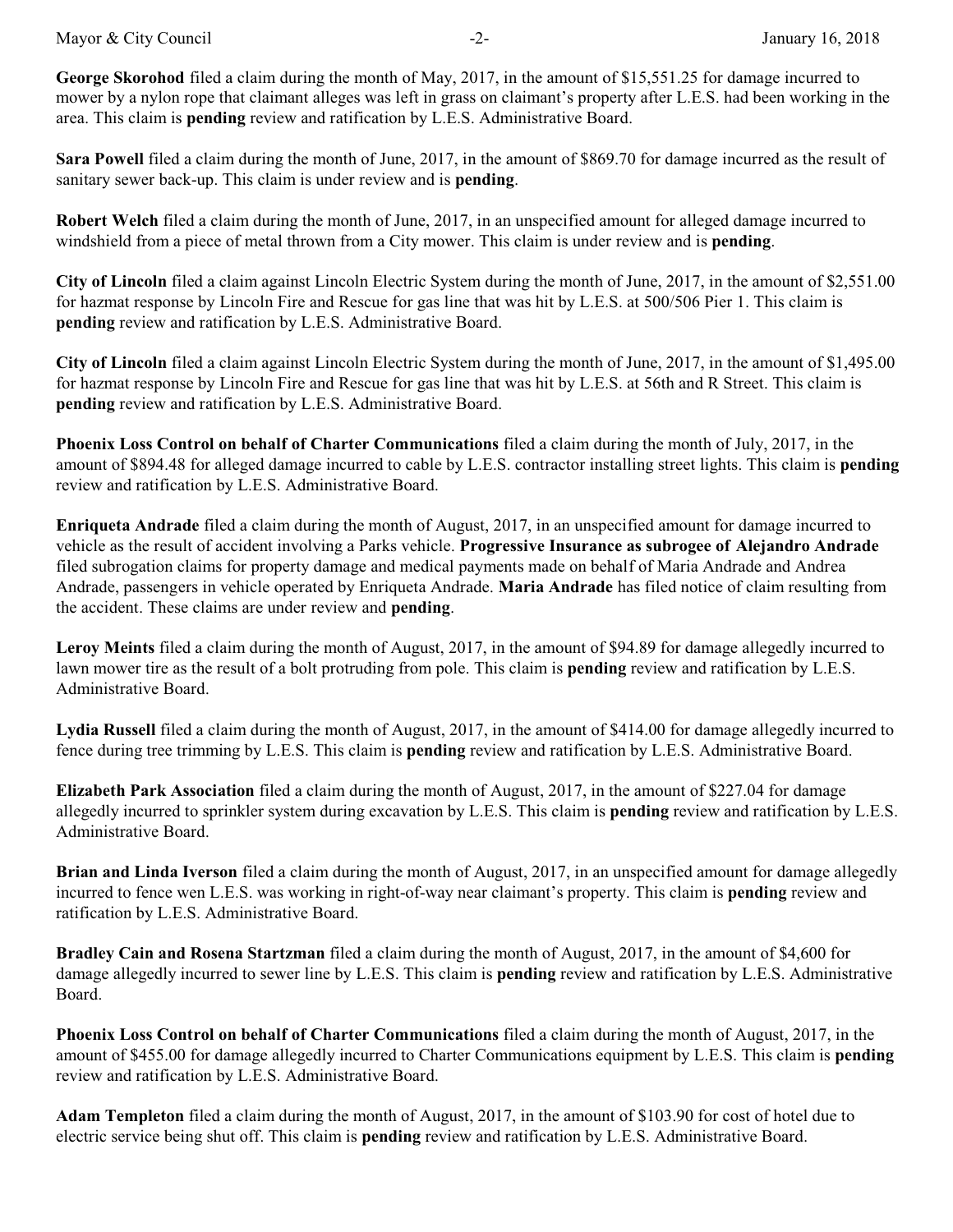**George Skorohod** filed a claim during the month of May, 2017, in the amount of $15,551.25 for damage incurred to mower by a nylon rope that claimant alleges was left in grass on claimant's property after L.E.S. had been working in the area. This claim is **pending** review and ratification by L.E.S. Administrative Board.

**Sara Powell** filed a claim during the month of June, 2017, in the amount of $869.70 for damage incurred as the result of sanitary sewer back-up. This claim is under review and is **pending**.

**Robert Welch** filed a claim during the month of June, 2017, in an unspecified amount for alleged damage incurred to windshield from a piece of metal thrown from a City mower. This claim is under review and is **pending**.

**City of Lincoln** filed a claim against Lincoln Electric System during the month of June, 2017, in the amount of $2,551.00 for hazmat response by Lincoln Fire and Rescue for gas line that was hit by L.E.S. at 500/506 Pier 1. This claim is **pending** review and ratification by L.E.S. Administrative Board.

**City of Lincoln** filed a claim against Lincoln Electric System during the month of June, 2017, in the amount of $1,495.00 for hazmat response by Lincoln Fire and Rescue for gas line that was hit by L.E.S. at 56th and R Street. This claim is **pending** review and ratification by L.E.S. Administrative Board.

**Phoenix Loss Control on behalf of Charter Communications** filed a claim during the month of July, 2017, in the amount of $894.48 for alleged damage incurred to cable by L.E.S. contractor installing street lights. This claim is **pending** review and ratification by L.E.S. Administrative Board.

**Enriqueta Andrade** filed a claim during the month of August, 2017, in an unspecified amount for damage incurred to vehicle as the result of accident involving a Parks vehicle. **Progressive Insurance as subrogee of Alejandro Andrade** filed subrogation claims for property damage and medical payments made on behalf of Maria Andrade and Andrea Andrade, passengers in vehicle operated by Enriqueta Andrade. **Maria Andrade** has filed notice of claim resulting from the accident. These claims are under review and **pending**.

**Leroy Meints** filed a claim during the month of August, 2017, in the amount of $94.89 for damage allegedly incurred to lawn mower tire as the result of a bolt protruding from pole. This claim is **pending** review and ratification by L.E.S. Administrative Board.

**Lydia Russell** filed a claim during the month of August, 2017, in the amount of $414.00 for damage allegedly incurred to fence during tree trimming by L.E.S. This claim is **pending** review and ratification by L.E.S. Administrative Board.

**Elizabeth Park Association** filed a claim during the month of August, 2017, in the amount of $227.04 for damage allegedly incurred to sprinkler system during excavation by L.E.S. This claim is **pending** review and ratification by L.E.S. Administrative Board.

**Brian and Linda Iverson** filed a claim during the month of August, 2017, in an unspecified amount for damage allegedly incurred to fence wen L.E.S. was working in right-of-way near claimant's property. This claim is **pending** review and ratification by L.E.S. Administrative Board.

**Bradley Cain and Rosena Startzman** filed a claim during the month of August, 2017, in the amount of $4,600 for damage allegedly incurred to sewer line by L.E.S. This claim is **pending** review and ratification by L.E.S. Administrative Board.

**Phoenix Loss Control on behalf of Charter Communications** filed a claim during the month of August, 2017, in the amount of $455.00 for damage allegedly incurred to Charter Communications equipment by L.E.S. This claim is **pending** review and ratification by L.E.S. Administrative Board.

**Adam Templeton** filed a claim during the month of August, 2017, in the amount of $103.90 for cost of hotel due to electric service being shut off. This claim is **pending** review and ratification by L.E.S. Administrative Board.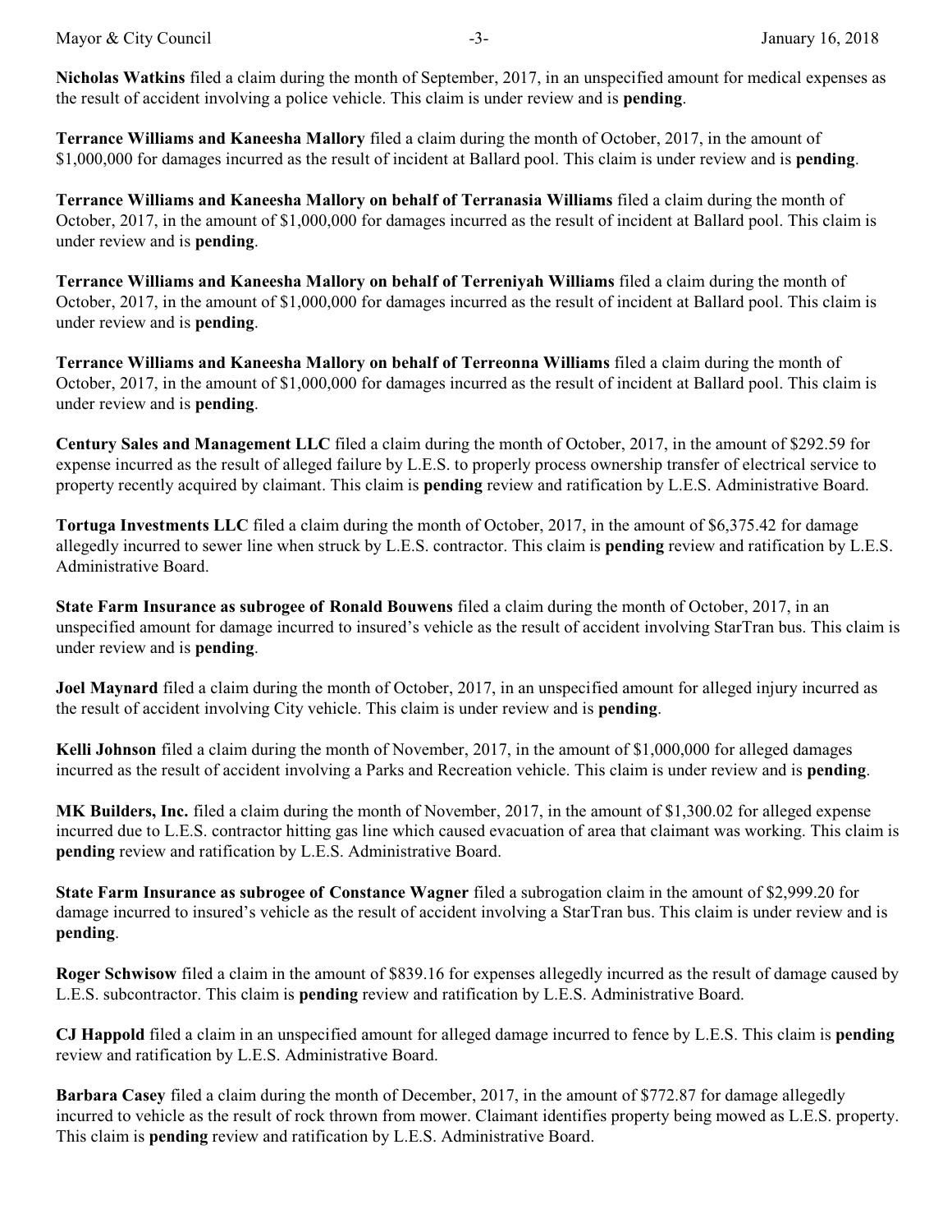**Nicholas Watkins** filed a claim during the month of September, 2017, in an unspecified amount for medical expenses as the result of accident involving a police vehicle. This claim is under review and is **pending**.

**Terrance Williams and Kaneesha Mallory** filed a claim during the month of October, 2017, in the amount of $1,000,000 for damages incurred as the result of incident at Ballard pool. This claim is under review and is **pending**.

**Terrance Williams and Kaneesha Mallory on behalf of Terranasia Williams** filed a claim during the month of October, 2017, in the amount of $1,000,000 for damages incurred as the result of incident at Ballard pool. This claim is under review and is **pending**.

**Terrance Williams and Kaneesha Mallory on behalf of Terreniyah Williams** filed a claim during the month of October, 2017, in the amount of $1,000,000 for damages incurred as the result of incident at Ballard pool. This claim is under review and is **pending**.

**Terrance Williams and Kaneesha Mallory on behalf of Terreonna Williams** filed a claim during the month of October, 2017, in the amount of $1,000,000 for damages incurred as the result of incident at Ballard pool. This claim is under review and is **pending**.

**Century Sales and Management LLC** filed a claim during the month of October, 2017, in the amount of $292.59 for expense incurred as the result of alleged failure by L.E.S. to properly process ownership transfer of electrical service to property recently acquired by claimant. This claim is **pending** review and ratification by L.E.S. Administrative Board.

**Tortuga Investments LLC** filed a claim during the month of October, 2017, in the amount of $6,375.42 for damage allegedly incurred to sewer line when struck by L.E.S. contractor. This claim is **pending** review and ratification by L.E.S. Administrative Board.

**State Farm Insurance as subrogee of Ronald Bouwens** filed a claim during the month of October, 2017, in an unspecified amount for damage incurred to insured's vehicle as the result of accident involving StarTran bus. This claim is under review and is **pending**.

**Joel Maynard** filed a claim during the month of October, 2017, in an unspecified amount for alleged injury incurred as the result of accident involving City vehicle. This claim is under review and is **pending**.

**Kelli Johnson** filed a claim during the month of November, 2017, in the amount of $1,000,000 for alleged damages incurred as the result of accident involving a Parks and Recreation vehicle. This claim is under review and is **pending**.

**MK Builders, Inc.** filed a claim during the month of November, 2017, in the amount of $1,300.02 for alleged expense incurred due to L.E.S. contractor hitting gas line which caused evacuation of area that claimant was working. This claim is **pending** review and ratification by L.E.S. Administrative Board.

**State Farm Insurance as subrogee of Constance Wagner** filed a subrogation claim in the amount of $2,999.20 for damage incurred to insured's vehicle as the result of accident involving a StarTran bus. This claim is under review and is **pending**.

**Roger Schwisow** filed a claim in the amount of $839.16 for expenses allegedly incurred as the result of damage caused by L.E.S. subcontractor. This claim is **pending** review and ratification by L.E.S. Administrative Board.

**CJ Happold** filed a claim in an unspecified amount for alleged damage incurred to fence by L.E.S. This claim is **pending** review and ratification by L.E.S. Administrative Board.

**Barbara Casey** filed a claim during the month of December, 2017, in the amount of $772.87 for damage allegedly incurred to vehicle as the result of rock thrown from mower. Claimant identifies property being mowed as L.E.S. property. This claim is **pending** review and ratification by L.E.S. Administrative Board.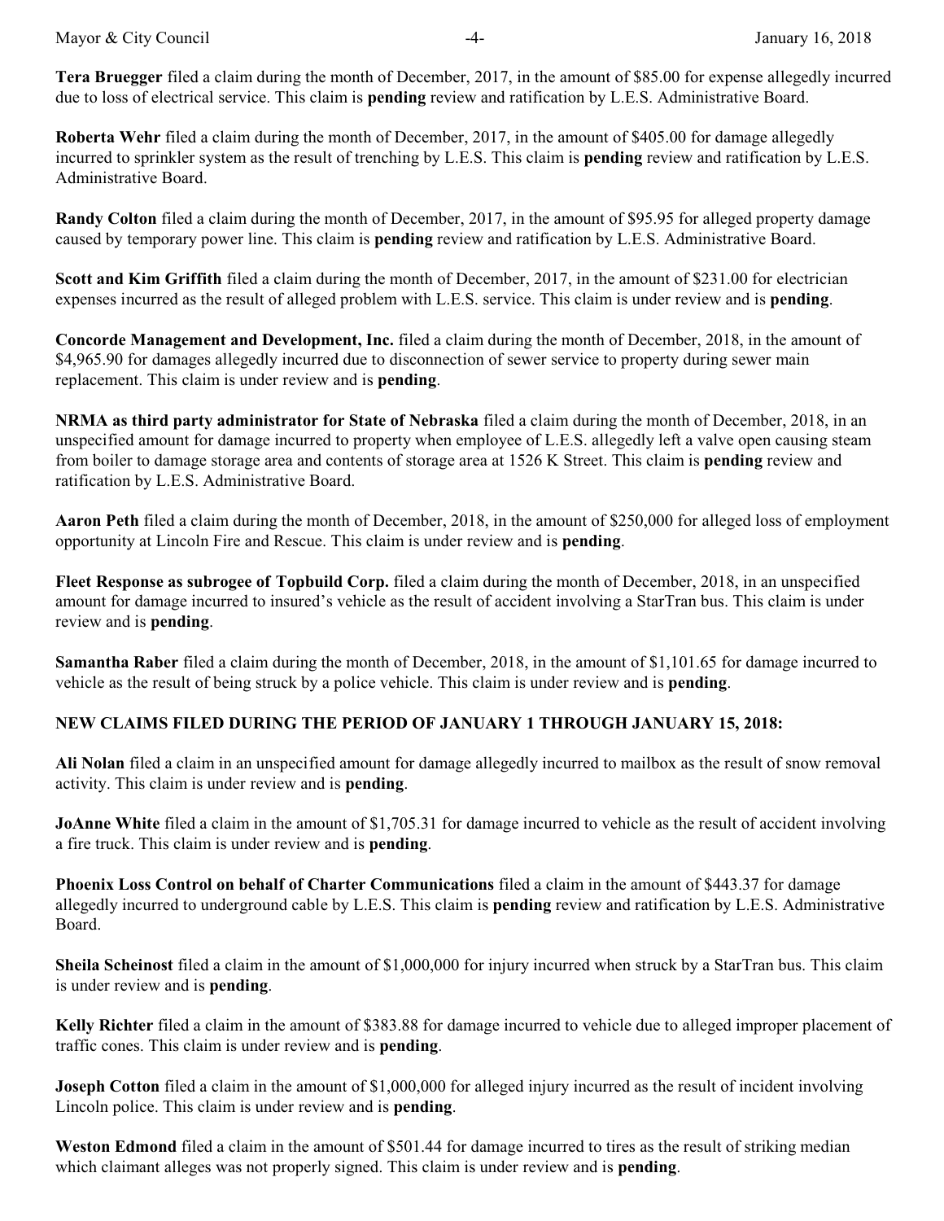**Tera Bruegger** filed a claim during the month of December, 2017, in the amount of $85.00 for expense allegedly incurred due to loss of electrical service. This claim is **pending** review and ratification by L.E.S. Administrative Board.

**Roberta Wehr** filed a claim during the month of December, 2017, in the amount of $405.00 for damage allegedly incurred to sprinkler system as the result of trenching by L.E.S. This claim is **pending** review and ratification by L.E.S. Administrative Board.

**Randy Colton** filed a claim during the month of December, 2017, in the amount of $95.95 for alleged property damage caused by temporary power line. This claim is **pending** review and ratification by L.E.S. Administrative Board.

**Scott and Kim Griffith** filed a claim during the month of December, 2017, in the amount of $231.00 for electrician expenses incurred as the result of alleged problem with L.E.S. service. This claim is under review and is **pending**.

**Concorde Management and Development, Inc.** filed a claim during the month of December, 2018, in the amount of $4,965.90 for damages allegedly incurred due to disconnection of sewer service to property during sewer main replacement. This claim is under review and is **pending**.

**NRMA as third party administrator for State of Nebraska** filed a claim during the month of December, 2018, in an unspecified amount for damage incurred to property when employee of L.E.S. allegedly left a valve open causing steam from boiler to damage storage area and contents of storage area at 1526 K Street. This claim is **pending** review and ratification by L.E.S. Administrative Board.

**Aaron Peth** filed a claim during the month of December, 2018, in the amount of $250,000 for alleged loss of employment opportunity at Lincoln Fire and Rescue. This claim is under review and is **pending**.

**Fleet Response as subrogee of Topbuild Corp.** filed a claim during the month of December, 2018, in an unspecified amount for damage incurred to insured's vehicle as the result of accident involving a StarTran bus. This claim is under review and is **pending**.

**Samantha Raber** filed a claim during the month of December, 2018, in the amount of $1,101.65 for damage incurred to vehicle as the result of being struck by a police vehicle. This claim is under review and is **pending**.

**NEW CLAIMS FILED DURING THE PERIOD OF JANUARY 1 THROUGH JANUARY 15, 2018:**

**Ali Nolan** filed a claim in an unspecified amount for damage allegedly incurred to mailbox as the result of snow removal activity. This claim is under review and is **pending**.

**JoAnne White** filed a claim in the amount of $1,705.31 for damage incurred to vehicle as the result of accident involving a fire truck. This claim is under review and is **pending**.

**Phoenix Loss Control on behalf of Charter Communications** filed a claim in the amount of $443.37 for damage allegedly incurred to underground cable by L.E.S. This claim is **pending** review and ratification by L.E.S. Administrative Board.

**Sheila Scheinost** filed a claim in the amount of $1,000,000 for injury incurred when struck by a StarTran bus. This claim is under review and is **pending**.

**Kelly Richter** filed a claim in the amount of $383.88 for damage incurred to vehicle due to alleged improper placement of traffic cones. This claim is under review and is **pending**.

**Joseph Cotton** filed a claim in the amount of $1,000,000 for alleged injury incurred as the result of incident involving Lincoln police. This claim is under review and is **pending**.

**Weston Edmond** filed a claim in the amount of $501.44 for damage incurred to tires as the result of striking median which claimant alleges was not properly signed. This claim is under review and is **pending**.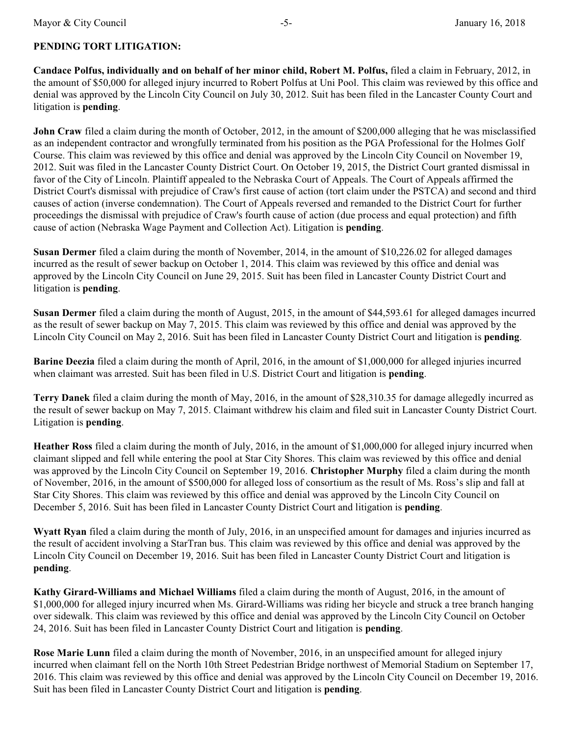**PENDING TORT LITIGATION:**

**Candace Polfus, individually and on behalf of her minor child, Robert M. Polfus,** filed a claim in February, 2012, in the amount of $50,000 for alleged injury incurred to Robert Polfus at Uni Pool. This claim was reviewed by this office and denial was approved by the Lincoln City Council on July 30, 2012. Suit has been filed in the Lancaster County Court and litigation is **pending**.

**John Craw** filed a claim during the month of October, 2012, in the amount of $200,000 alleging that he was misclassified as an independent contractor and wrongfully terminated from his position as the PGA Professional for the Holmes Golf Course. This claim was reviewed by this office and denial was approved by the Lincoln City Council on November 19, 2012. Suit was filed in the Lancaster County District Court. On October 19, 2015, the District Court granted dismissal in favor of the City of Lincoln. Plaintiff appealed to the Nebraska Court of Appeals. The Court of Appeals affirmed the District Court's dismissal with prejudice of Craw's first cause of action (tort claim under the PSTCA) and second and third causes of action (inverse condemnation). The Court of Appeals reversed and remanded to the District Court for further proceedings the dismissal with prejudice of Craw's fourth cause of action (due process and equal protection) and fifth cause of action (Nebraska Wage Payment and Collection Act). Litigation is **pending**.

**Susan Dermer** filed a claim during the month of November, 2014, in the amount of $10,226.02 for alleged damages incurred as the result of sewer backup on October 1, 2014. This claim was reviewed by this office and denial was approved by the Lincoln City Council on June 29, 2015. Suit has been filed in Lancaster County District Court and litigation is **pending**.

**Susan Dermer** filed a claim during the month of August, 2015, in the amount of $44,593.61 for alleged damages incurred as the result of sewer backup on May 7, 2015. This claim was reviewed by this office and denial was approved by the Lincoln City Council on May 2, 2016. Suit has been filed in Lancaster County District Court and litigation is **pending**.

**Barine Deezia** filed a claim during the month of April, 2016, in the amount of $1,000,000 for alleged injuries incurred when claimant was arrested. Suit has been filed in U.S. District Court and litigation is **pending**.

**Terry Danek** filed a claim during the month of May, 2016, in the amount of $28,310.35 for damage allegedly incurred as the result of sewer backup on May 7, 2015. Claimant withdrew his claim and filed suit in Lancaster County District Court. Litigation is **pending**.

**Heather Ross** filed a claim during the month of July, 2016, in the amount of $1,000,000 for alleged injury incurred when claimant slipped and fell while entering the pool at Star City Shores. This claim was reviewed by this office and denial was approved by the Lincoln City Council on September 19, 2016. **Christopher Murphy** filed a claim during the month of November, 2016, in the amount of $500,000 for alleged loss of consortium as the result of Ms. Ross's slip and fall at Star City Shores. This claim was reviewed by this office and denial was approved by the Lincoln City Council on December 5, 2016. Suit has been filed in Lancaster County District Court and litigation is **pending**.

**Wyatt Ryan** filed a claim during the month of July, 2016, in an unspecified amount for damages and injuries incurred as the result of accident involving a StarTran bus. This claim was reviewed by this office and denial was approved by the Lincoln City Council on December 19, 2016. Suit has been filed in Lancaster County District Court and litigation is **pending**.

**Kathy Girard-Williams and Michael Williams** filed a claim during the month of August, 2016, in the amount of $1,000,000 for alleged injury incurred when Ms. Girard-Williams was riding her bicycle and struck a tree branch hanging over sidewalk. This claim was reviewed by this office and denial was approved by the Lincoln City Council on October 24, 2016. Suit has been filed in Lancaster County District Court and litigation is **pending**.

**Rose Marie Lunn** filed a claim during the month of November, 2016, in an unspecified amount for alleged injury incurred when claimant fell on the North 10th Street Pedestrian Bridge northwest of Memorial Stadium on September 17, 2016. This claim was reviewed by this office and denial was approved by the Lincoln City Council on December 19, 2016. Suit has been filed in Lancaster County District Court and litigation is **pending**.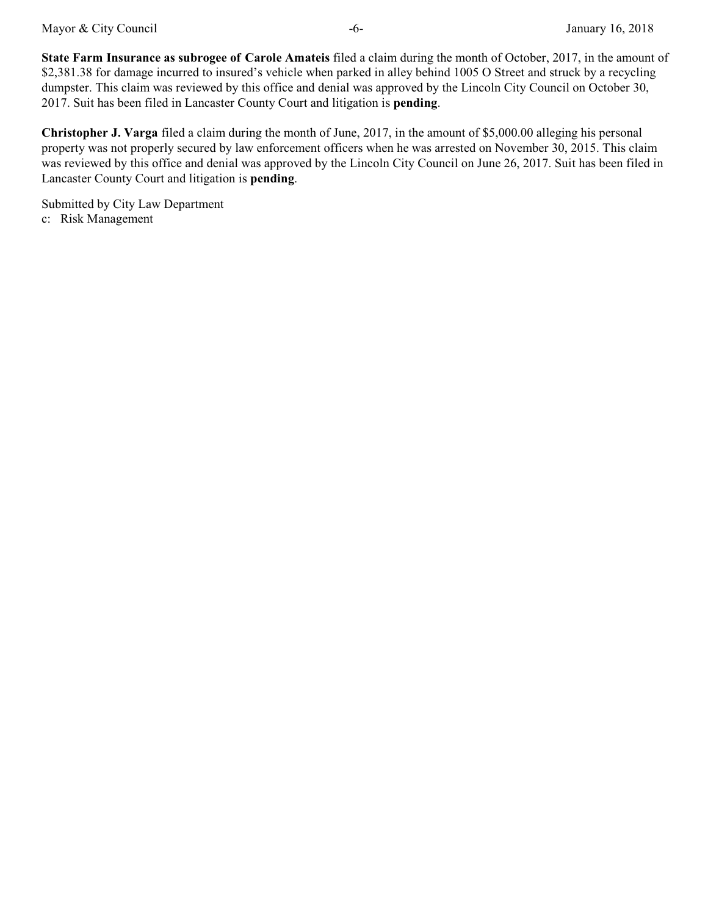**State Farm Insurance as subrogee of Carole Amateis** filed a claim during the month of October, 2017, in the amount of $2,381.38 for damage incurred to insured's vehicle when parked in alley behind 1005 O Street and struck by a recycling dumpster. This claim was reviewed by this office and denial was approved by the Lincoln City Council on October 30, 2017. Suit has been filed in Lancaster County Court and litigation is **pending**.

**Christopher J. Varga** filed a claim during the month of June, 2017, in the amount of $5,000.00 alleging his personal property was not properly secured by law enforcement officers when he was arrested on November 30, 2015. This claim was reviewed by this office and denial was approved by the Lincoln City Council on June 26, 2017. Suit has been filed in Lancaster County Court and litigation is **pending**.

Submitted by City Law Department
c: Risk Management